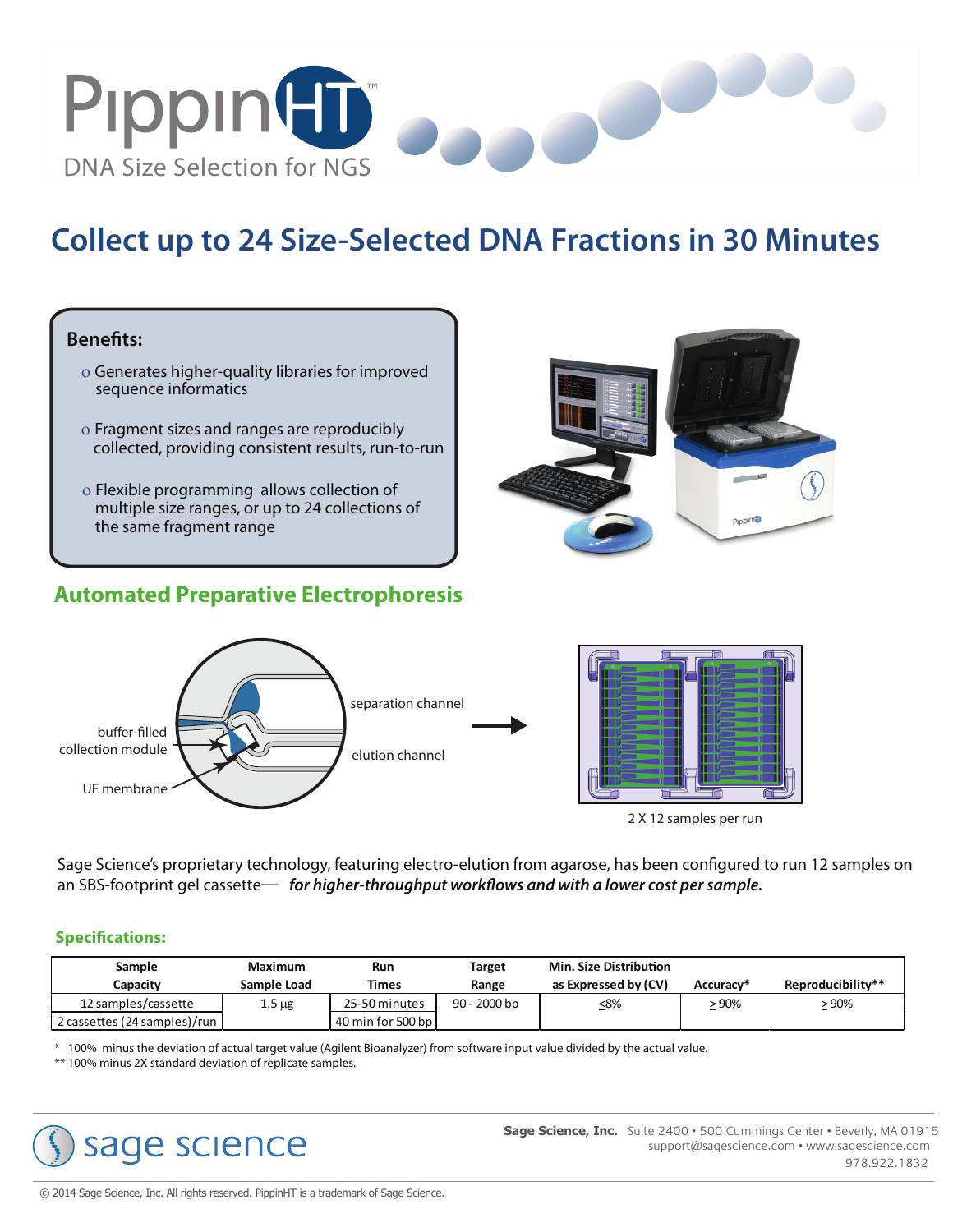# PippinHT™

DNA Size Selection for NGS

## Collect up to 24 Size-Selected DNA Fractions in 30 Minutes

**Benefits:**

- Generates higher-quality libraries for improved sequence informatics
- Fragment sizes and ranges are reproducibly collected, providing consistent results, run-to-run
- Flexible programming allows collection of multiple size ranges, or up to 24 collections of the same fragment range

## Automated Preparative Electrophoresis

buffer-filled collection module

UF membrane

separation channel

elution channel

2 X 12 samples per run

Sage Science's proprietary technology, featuring electro-elution from agarose, has been configured to run 12 samples on an SBS-footprint gel cassette— ***for higher-throughput workflows and with a lower cost per sample.***

### Specifications:

| Sample Capacity | Maximum Sample Load | Run Times | Target Range | Min. Size Distribution as Expressed by (CV) | Accuracy* | Reproducibility** |
|---|---|---|---|---|---|---|
| 12 samples/cassette | 1.5 µg | 25-50 minutes | 90 - 2000 bp | ≤8% | ≥ 90% | ≥ 90% |
| 2 cassettes (24 samples)/run | | 40 min for 500 bp | | | | |

\* 100% minus the deviation of actual target value (Agilent Bioanalyzer) from software input value divided by the actual value.

** 100% minus 2X standard deviation of replicate samples.

sage science

**Sage Science, Inc.** Suite 2400 • 500 Cummings Center • Beverly, MA 01915
support@sagescience.com • www.sagescience.com
978.922.1832

© 2014 Sage Science, Inc. All rights reserved. PippinHT is a trademark of Sage Science.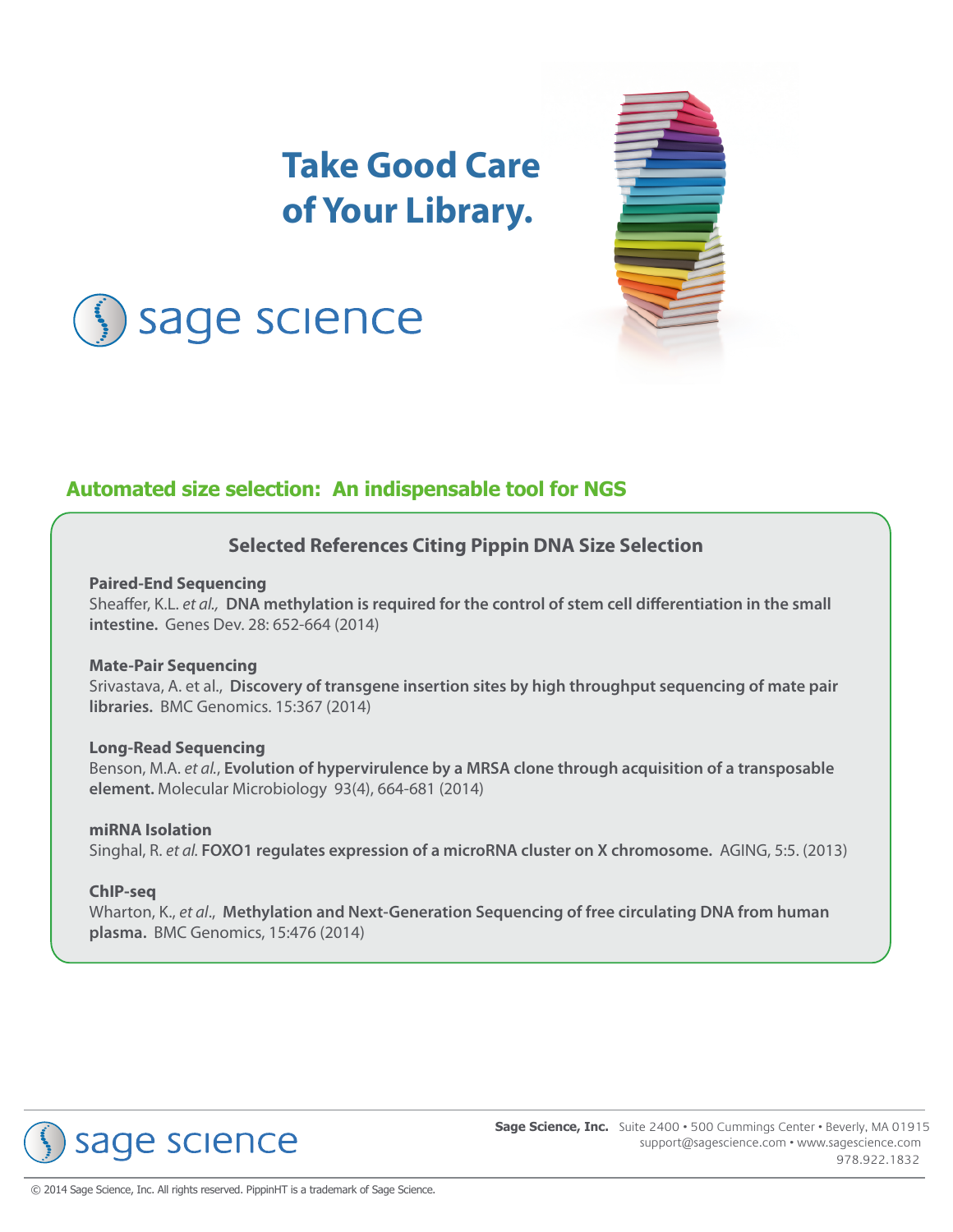# Take Good Care of Your Library.

sage science

## Automated size selection: An indispensable tool for NGS

### Selected References Citing Pippin DNA Size Selection

**Paired-End Sequencing**
Sheaffer, K.L. *et al.,* **DNA methylation is required for the control of stem cell differentiation in the small intestine.** Genes Dev. 28: 652-664 (2014)

**Mate-Pair Sequencing**
Srivastava, A. et al., **Discovery of transgene insertion sites by high throughput sequencing of mate pair libraries.** BMC Genomics. 15:367 (2014)

**Long-Read Sequencing**
Benson, M.A. *et al.,* **Evolution of hypervirulence by a MRSA clone through acquisition of a transposable element.** Molecular Microbiology 93(4), 664-681 (2014)

**miRNA Isolation**
Singhal, R. *et al.* **FOXO1 regulates expression of a microRNA cluster on X chromosome.** AGING, 5:5. (2013)

**ChIP-seq**
Wharton, K., *et al*., **Methylation and Next-Generation Sequencing of free circulating DNA from human plasma.** BMC Genomics, 15:476 (2014)

sage science

**Sage Science, Inc.** Suite 2400 • 500 Cummings Center • Beverly, MA 01915
support@sagescience.com • www.sagescience.com
978.922.1832

© 2014 Sage Science, Inc. All rights reserved. PippinHT is a trademark of Sage Science.